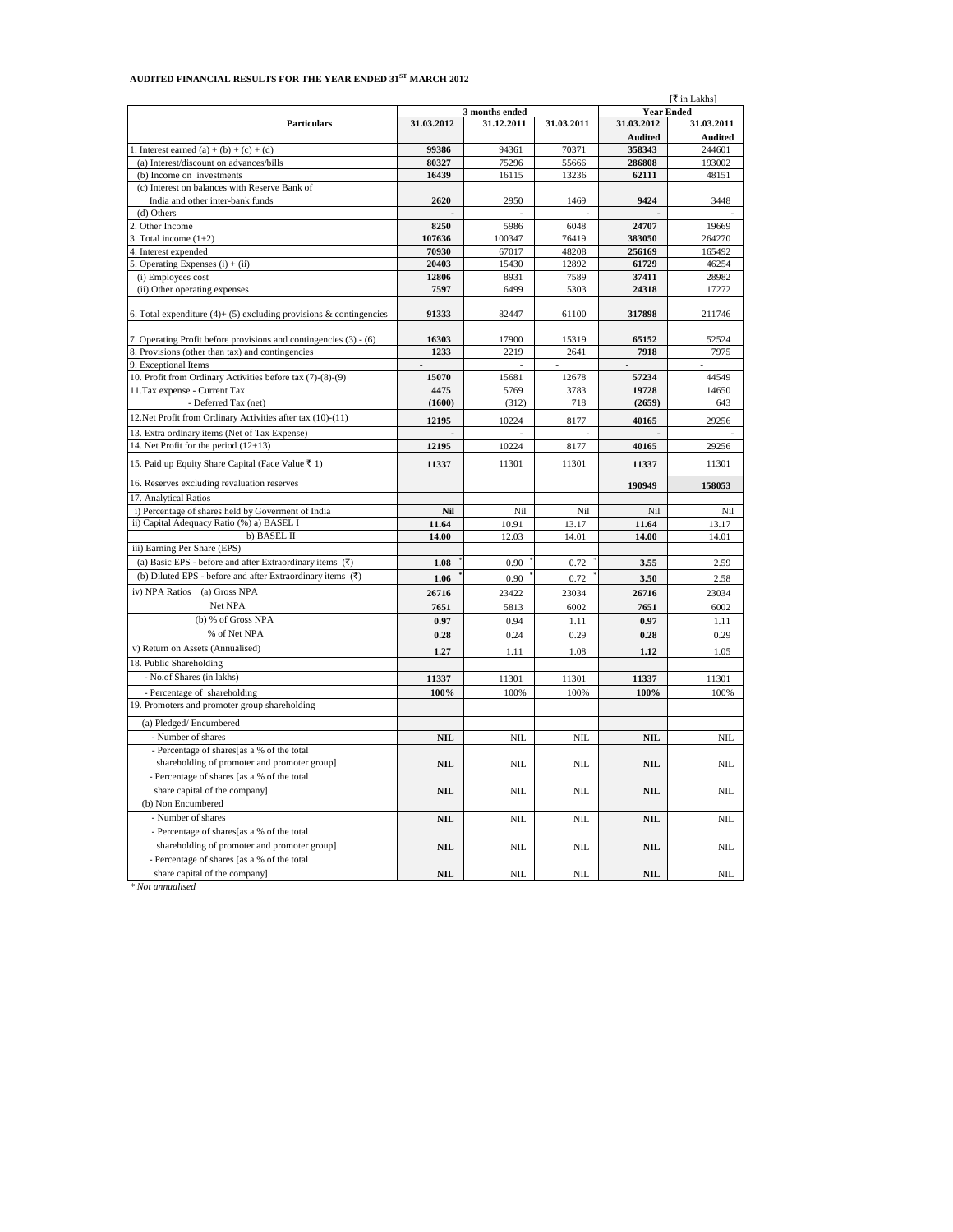# AUDITED FINANCIAL RESULTS FOR THE YEAR ENDED 31[ST] MARCH 2012

[₹ in Lakhs]

| Particulars | 3 months ended | | | Year Ended | |
|---|---|---|---|---|---|
| | 31.03.2012 | 31.12.2011 | 31.03.2011 | 31.03.2012 | 31.03.2011 |
| | | | | **Audited** | **Audited** |
| 1. Interest earned (a) + (b) + (c) + (d) | **99386** | 94361 | 70371 | **358343** | 244601 |
| (a) Interest/discount on advances/bills | **80327** | 75296 | 55666 | **286808** | 193002 |
| (b) Income on investments | **16439** | 16115 | 13236 | **62111** | 48151 |
| (c) Interest on balances with Reserve Bank of India and other inter-bank funds | **2620** | 2950 | 1469 | **9424** | 3448 |
| (d) Others | **-** | - | - | **-** | - |
| 2. Other Income | **8250** | 5986 | 6048 | **24707** | 19669 |
| 3. Total income (1+2) | **107636** | 100347 | 76419 | **383050** | 264270 |
| 4. Interest expended | **70930** | 67017 | 48208 | **256169** | 165492 |
| 5. Operating Expenses (i) + (ii) | **20403** | 15430 | 12892 | **61729** | 46254 |
| (i) Employees cost | **12806** | 8931 | 7589 | **37411** | 28982 |
| (ii) Other operating expenses | **7597** | 6499 | 5303 | **24318** | 17272 |
| 6. Total expenditure (4)+ (5) excluding provisions & contingencies | **91333** | 82447 | 61100 | **317898** | 211746 |
| 7. Operating Profit before provisions and contingencies (3) - (6) | **16303** | 17900 | 15319 | **65152** | 52524 |
| 8. Provisions (other than tax) and contingencies | **1233** | 2219 | 2641 | **7918** | 7975 |
| 9. Exceptional Items | **-** | - | - | **-** | - |
| 10. Profit from Ordinary Activities before tax (7)-(8)-(9) | **15070** | 15681 | 12678 | **57234** | 44549 |
| 11.Tax expense - Current Tax | **4475** | 5769 | 3783 | **19728** | 14650 |
| - Deferred Tax (net) | **(1600)** | (312) | 718 | **(2659)** | 643 |
| 12.Net Profit from Ordinary Activities after tax (10)-(11) | **12195** | 10224 | 8177 | **40165** | 29256 |
| 13. Extra ordinary items (Net of Tax Expense) | **-** | - | - | **-** | - |
| 14. Net Profit for the period (12+13) | **12195** | 10224 | 8177 | **40165** | 29256 |
| 15. Paid up Equity Share Capital (Face Value ₹ 1) | **11337** | 11301 | 11301 | **11337** | 11301 |
| 16. Reserves excluding revaluation reserves | | | | **190949** | **158053** |
| 17. Analytical Ratios | | | | | |
| i) Percentage of shares held by Goverment of India | **Nil** | Nil | Nil | Nil | Nil |
| ii) Capital Adequacy Ratio (%) a) BASEL I | **11.64** | 10.91 | 13.17 | **11.64** | 13.17 |
| b) BASEL II | **14.00** | 12.03 | 14.01 | **14.00** | 14.01 |
| iii) Earning Per Share (EPS) | | | | | |
| (a) Basic EPS - before and after Extraordinary items (₹) | **1.08** * | 0.90 * | 0.72 * | **3.55** | 2.59 |
| (b) Diluted EPS - before and after Extraordinary items (₹) | **1.06** * | 0.90 * | 0.72 * | **3.50** | 2.58 |
| iv) NPA Ratios (a) Gross NPA | **26716** | 23422 | 23034 | **26716** | 23034 |
| Net NPA | **7651** | 5813 | 6002 | **7651** | 6002 |
| (b) % of Gross NPA | **0.97** | 0.94 | 1.11 | **0.97** | 1.11 |
| % of Net NPA | **0.28** | 0.24 | 0.29 | **0.28** | 0.29 |
| v) Return on Assets (Annualised) | **1.27** | 1.11 | 1.08 | **1.12** | 1.05 |
| 18. Public Shareholding | | | | | |
| - No.of Shares (in lakhs) | **11337** | 11301 | 11301 | **11337** | 11301 |
| - Percentage of shareholding | **100%** | 100% | 100% | **100%** | 100% |
| 19. Promoters and promoter group shareholding | | | | | |
| (a) Pledged/ Encumbered | | | | | |
| - Number of shares | **NIL** | NIL | NIL | **NIL** | NIL |
| - Percentage of shares[as a % of the total shareholding of promoter and promoter group] | **NIL** | NIL | NIL | **NIL** | NIL |
| - Percentage of shares [as a % of the total share capital of the company] | **NIL** | NIL | NIL | **NIL** | NIL |
| (b) Non Encumbered | | | | | |
| - Number of shares | **NIL** | NIL | NIL | **NIL** | NIL |
| - Percentage of shares[as a % of the total shareholding of promoter and promoter group] | **NIL** | NIL | NIL | **NIL** | NIL |
| - Percentage of shares [as a % of the total share capital of the company] | **NIL** | NIL | NIL | **NIL** | NIL |

*\* Not annualised*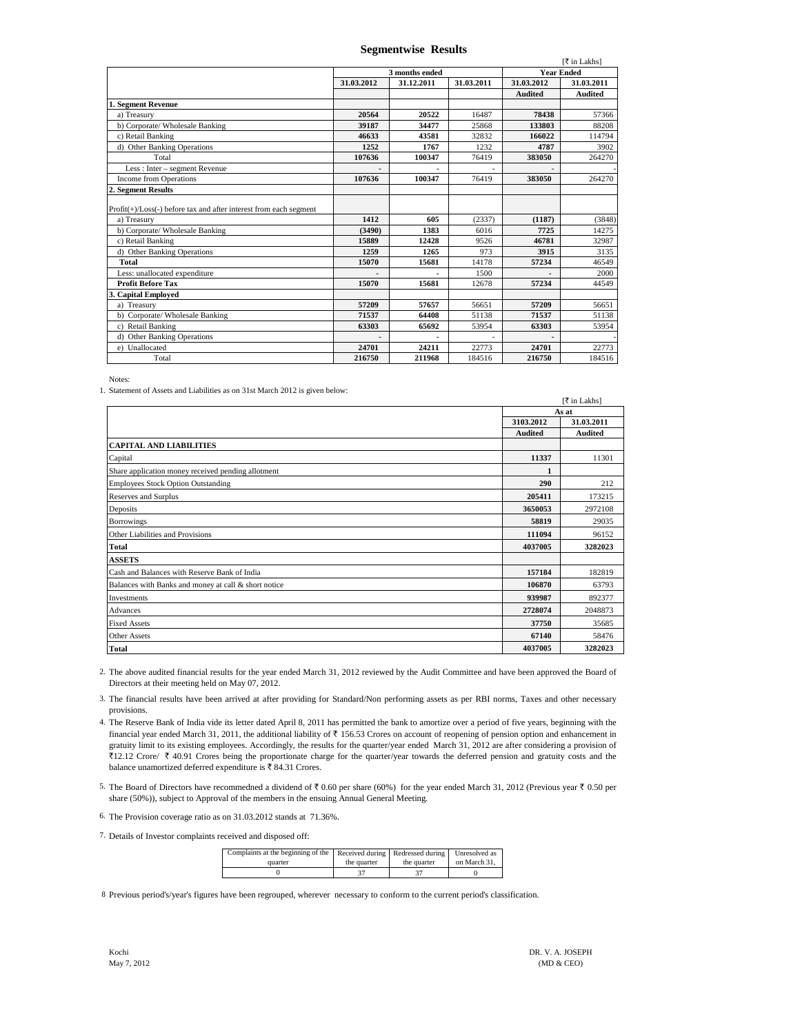# Segmentwise Results

[₹ in Lakhs]

| | 3 months ended | | | Year Ended | |
|---|---|---|---|---|---|
| | 31.03.2012 | 31.12.2011 | 31.03.2011 | 31.03.2012 | 31.03.2011 |
| | | | | Audited | Audited |
| **1. Segment Revenue** | | | | | |
| a) Treasury | **20564** | **20522** | 16487 | **78438** | 57366 |
| b) Corporate/ Wholesale Banking | **39187** | **34477** | 25868 | **133803** | 88208 |
| c) Retail Banking | **46633** | **43581** | 32832 | **166022** | 114794 |
| d) Other Banking Operations | **1252** | **1767** | 1232 | **4787** | 3902 |
| Total | **107636** | **100347** | 76419 | **383050** | 264270 |
| Less : Inter – segment Revenue | - | - | - | - | - |
| Income from Operations | **107636** | **100347** | 76419 | **383050** | 264270 |
| **2. Segment Results** | | | | | |
| Profit(+)/Loss(-) before tax and after interest from each segment | | | | | |
| a) Treasury | **1412** | **605** | (2337) | **(1187)** | (3848) |
| b) Corporate/ Wholesale Banking | **(3490)** | **1383** | 6016 | **7725** | 14275 |
| c) Retail Banking | **15889** | **12428** | 9526 | **46781** | 32987 |
| d) Other Banking Operations | **1259** | **1265** | 973 | **3915** | 3135 |
| **Total** | **15070** | **15681** | 14178 | **57234** | 46549 |
| Less: unallocated expenditure | - | - | 1500 | - | 2000 |
| **Profit Before Tax** | **15070** | **15681** | 12678 | **57234** | 44549 |
| **3. Capital Employed** | | | | | |
| a) Treasury | **57209** | **57657** | 56651 | **57209** | 56651 |
| b) Corporate/ Wholesale Banking | **71537** | **64408** | 51138 | **71537** | 51138 |
| c) Retail Banking | **63303** | **65692** | 53954 | **63303** | 53954 |
| d) Other Banking Operations | - | - | - | - | - |
| e) Unallocated | **24701** | **24211** | 22773 | **24701** | 22773 |
| Total | **216750** | **211968** | 184516 | **216750** | 184516 |

Notes:

1. Statement of Assets and Liabilities as on 31st March 2012 is given below:

[₹ in Lakhs]

| | As at | |
|---|---|---|
| | 3103.2012 | 31.03.2011 |
| | Audited | Audited |
| **CAPITAL AND LIABILITIES** | | |
| Capital | **11337** | 11301 |
| Share application money received pending allotment | **1** | |
| Employees Stock Option Outstanding | **290** | 212 |
| Reserves and Surplus | **205411** | 173215 |
| Deposits | **3650053** | 2972108 |
| Borrowings | **58819** | 29035 |
| Other Liabilities and Provisions | **111094** | 96152 |
| **Total** | **4037005** | **3282023** |
| **ASSETS** | | |
| Cash and Balances with Reserve Bank of India | **157184** | 182819 |
| Balances with Banks and money at call & short notice | **106870** | 63793 |
| Investments | **939987** | 892377 |
| Advances | **2728074** | 2048873 |
| Fixed Assets | **37750** | 35685 |
| Other Assets | **67140** | 58476 |
| **Total** | **4037005** | **3282023** |

2. The above audited financial results for the year ended March 31, 2012 reviewed by the Audit Committee and have been approved the Board of Directors at their meeting held on May 07, 2012.

3. The financial results have been arrived at after providing for Standard/Non performing assets as per RBI norms, Taxes and other necessary provisions.

4. The Reserve Bank of India vide its letter dated April 8, 2011 has permitted the bank to amortize over a period of five years, beginning with the financial year ended March 31, 2011, the additional liability of ₹ 156.53 Crores on account of reopening of pension option and enhancement in gratuity limit to its existing employees. Accordingly, the results for the quarter/year ended March 31, 2012 are after considering a provision of ₹12.12 Crore/ ₹ 40.91 Crores being the proportionate charge for the quarter/year towards the deferred pension and gratuity costs and the balance unamortized deferred expenditure is ₹ 84.31 Crores.

5. The Board of Directors have recommedned a dividend of ₹ 0.60 per share (60%) for the year ended March 31, 2012 (Previous year ₹ 0.50 per share (50%)), subject to Approval of the members in the ensuing Annual General Meeting.

6. The Provision coverage ratio as on 31.03.2012 stands at 71.36%.

7. Details of Investor complaints received and disposed off:

| Complaints at the beginning of the quarter | Received during the quarter | Redressed during the quarter | Unresolved as on March 31, |
|---|---|---|---|
| 0 | 37 | 37 | 0 |

8 Previous period's/year's figures have been regrouped, wherever necessary to conform to the current period's classification.

Kochi
May 7, 2012

DR. V. A. JOSEPH
(MD & CEO)